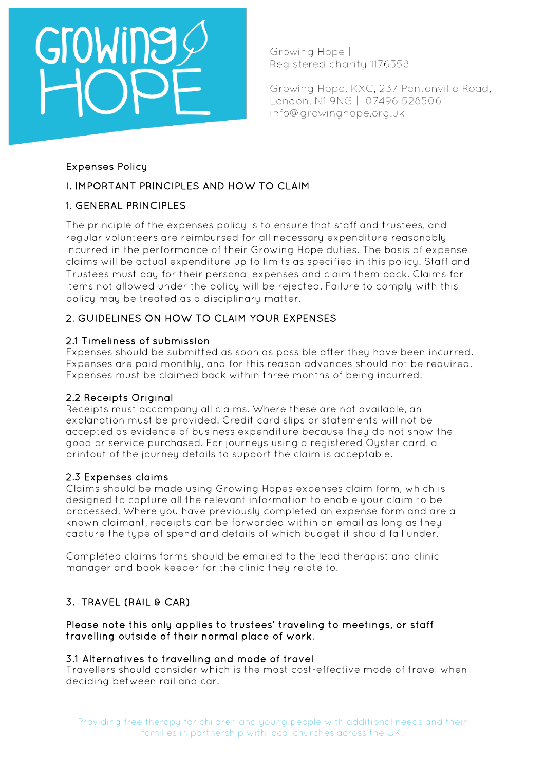Growing Hope |
Registered charity 1176358

Growing Hope, KXC, 237 Pentonville Road, London, N1 9NG | 07496 528506
info@growinghope.org.uk

# Expenses Policy

## I. IMPORTANT PRINCIPLES AND HOW TO CLAIM

### 1. GENERAL PRINCIPLES

The principle of the expenses policy is to ensure that staff and trustees, and regular volunteers are reimbursed for all necessary expenditure reasonably incurred in the performance of their Growing Hope duties. The basis of expense claims will be actual expenditure up to limits as specified in this policy. Staff and Trustees must pay for their personal expenses and claim them back. Claims for items not allowed under the policy will be rejected. Failure to comply with this policy may be treated as a disciplinary matter.

### 2. GUIDELINES ON HOW TO CLAIM YOUR EXPENSES

#### 2.1 Timeliness of submission

Expenses should be submitted as soon as possible after they have been incurred. Expenses are paid monthly, and for this reason advances should not be required. Expenses must be claimed back within three months of being incurred.

#### 2.2 Receipts Original

Receipts must accompany all claims. Where these are not available, an explanation must be provided. Credit card slips or statements will not be accepted as evidence of business expenditure because they do not show the good or service purchased. For journeys using a registered Oyster card, a printout of the journey details to support the claim is acceptable.

#### 2.3 Expenses claims

Claims should be made using Growing Hopes expenses claim form, which is designed to capture all the relevant information to enable your claim to be processed. Where you have previously completed an expense form and are a known claimant, receipts can be forwarded within an email as long as they capture the type of spend and details of which budget it should fall under.

Completed claims forms should be emailed to the lead therapist and clinic manager and book keeper for the clinic they relate to.

### 3. TRAVEL (RAIL & CAR)

**Please note this only applies to trustees' traveling to meetings, or staff travelling outside of their normal place of work.**

#### 3.1 Alternatives to travelling and mode of travel

Travellers should consider which is the most cost-effective mode of travel when deciding between rail and car.

Providing free therapy for children and young people with additional needs and their families in partnership with local churches across the UK.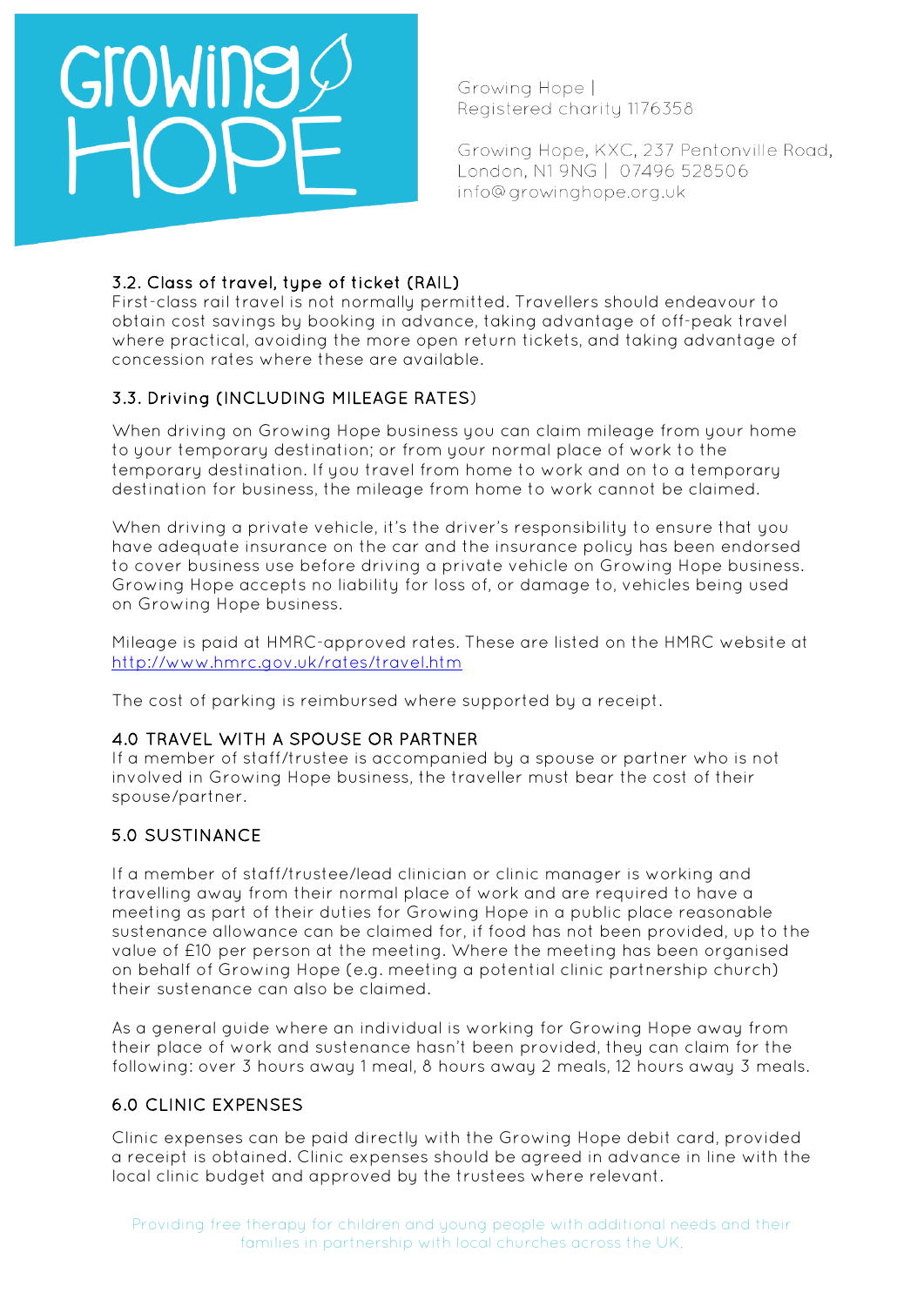### 3.2. Class of travel, type of ticket (RAIL)

First-class rail travel is not normally permitted. Travellers should endeavour to obtain cost savings by booking in advance, taking advantage of off-peak travel where practical, avoiding the more open return tickets, and taking advantage of concession rates where these are available.

### 3.3. Driving (INCLUDING MILEAGE RATES)

When driving on Growing Hope business you can claim mileage from your home to your temporary destination; or from your normal place of work to the temporary destination. If you travel from home to work and on to a temporary destination for business, the mileage from home to work cannot be claimed.

When driving a private vehicle, it's the driver's responsibility to ensure that you have adequate insurance on the car and the insurance policy has been endorsed to cover business use before driving a private vehicle on Growing Hope business. Growing Hope accepts no liability for loss of, or damage to, vehicles being used on Growing Hope business.

Mileage is paid at HMRC-approved rates. These are listed on the HMRC website at http://www.hmrc.gov.uk/rates/travel.htm

The cost of parking is reimbursed where supported by a receipt.

## 4.0 TRAVEL WITH A SPOUSE OR PARTNER

If a member of staff/trustee is accompanied by a spouse or partner who is not involved in Growing Hope business, the traveller must bear the cost of their spouse/partner.

## 5.0 SUSTINANCE

If a member of staff/trustee/lead clinician or clinic manager is working and travelling away from their normal place of work and are required to have a meeting as part of their duties for Growing Hope in a public place reasonable sustenance allowance can be claimed for, if food has not been provided, up to the value of £10 per person at the meeting. Where the meeting has been organised on behalf of Growing Hope (e.g. meeting a potential clinic partnership church) their sustenance can also be claimed.

As a general guide where an individual is working for Growing Hope away from their place of work and sustenance hasn't been provided, they can claim for the following: over 3 hours away 1 meal, 8 hours away 2 meals, 12 hours away 3 meals.

## 6.0 CLINIC EXPENSES

Clinic expenses can be paid directly with the Growing Hope debit card, provided a receipt is obtained. Clinic expenses should be agreed in advance in line with the local clinic budget and approved by the trustees where relevant.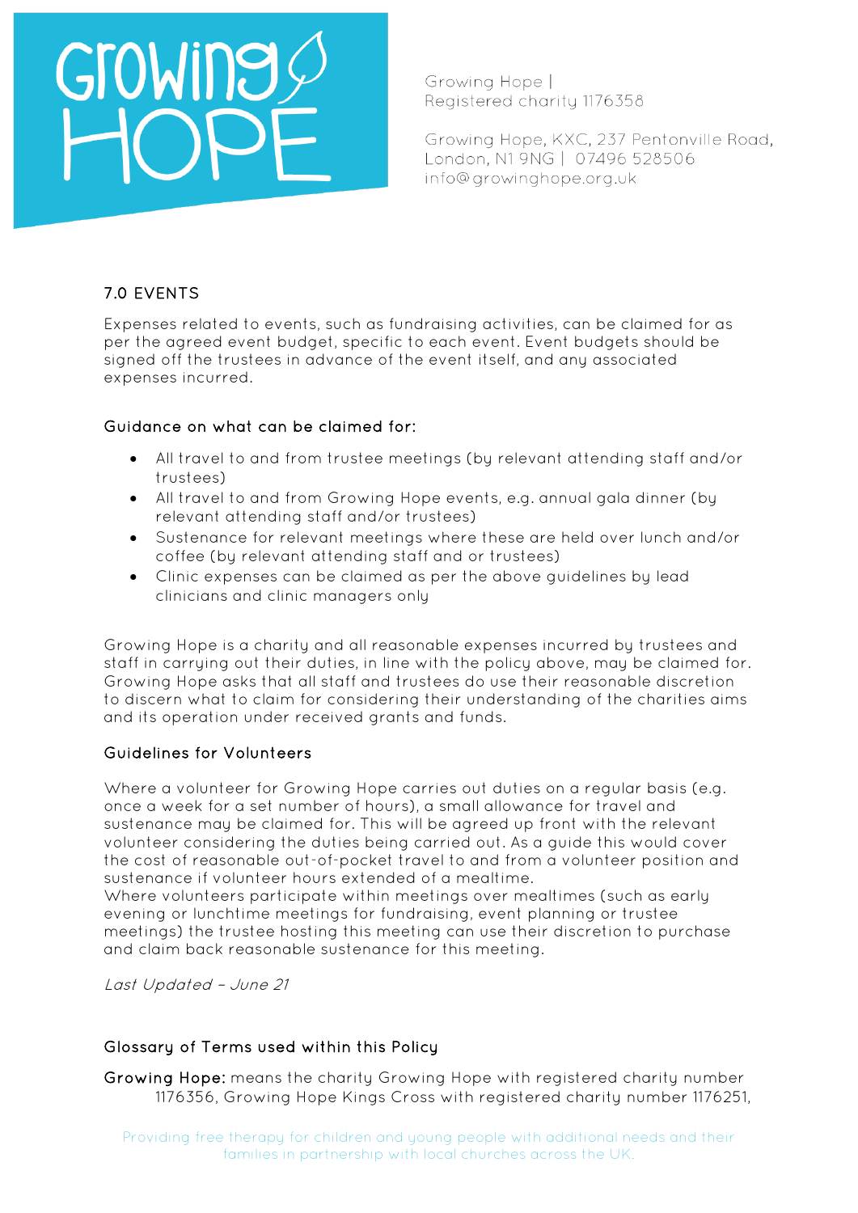## 7.0 EVENTS

Expenses related to events, such as fundraising activities, can be claimed for as per the agreed event budget, specific to each event. Event budgets should be signed off the trustees in advance of the event itself, and any associated expenses incurred.

### Guidance on what can be claimed for:

- All travel to and from trustee meetings (by relevant attending staff and/or trustees)
- All travel to and from Growing Hope events, e.g. annual gala dinner (by relevant attending staff and/or trustees)
- Sustenance for relevant meetings where these are held over lunch and/or coffee (by relevant attending staff and or trustees)
- Clinic expenses can be claimed as per the above guidelines by lead clinicians and clinic managers only

Growing Hope is a charity and all reasonable expenses incurred by trustees and staff in carrying out their duties, in line with the policy above, may be claimed for. Growing Hope asks that all staff and trustees do use their reasonable discretion to discern what to claim for considering their understanding of the charities aims and its operation under received grants and funds.

### Guidelines for Volunteers

Where a volunteer for Growing Hope carries out duties on a regular basis (e.g. once a week for a set number of hours), a small allowance for travel and sustenance may be claimed for. This will be agreed up front with the relevant volunteer considering the duties being carried out. As a guide this would cover the cost of reasonable out-of-pocket travel to and from a volunteer position and sustenance if volunteer hours extended of a mealtime.
Where volunteers participate within meetings over mealtimes (such as early evening or lunchtime meetings for fundraising, event planning or trustee meetings) the trustee hosting this meeting can use their discretion to purchase and claim back reasonable sustenance for this meeting.

*Last Updated – June 21*

### Glossary of Terms used within this Policy

**Growing Hope:** means the charity Growing Hope with registered charity number 1176356, Growing Hope Kings Cross with registered charity number 1176251,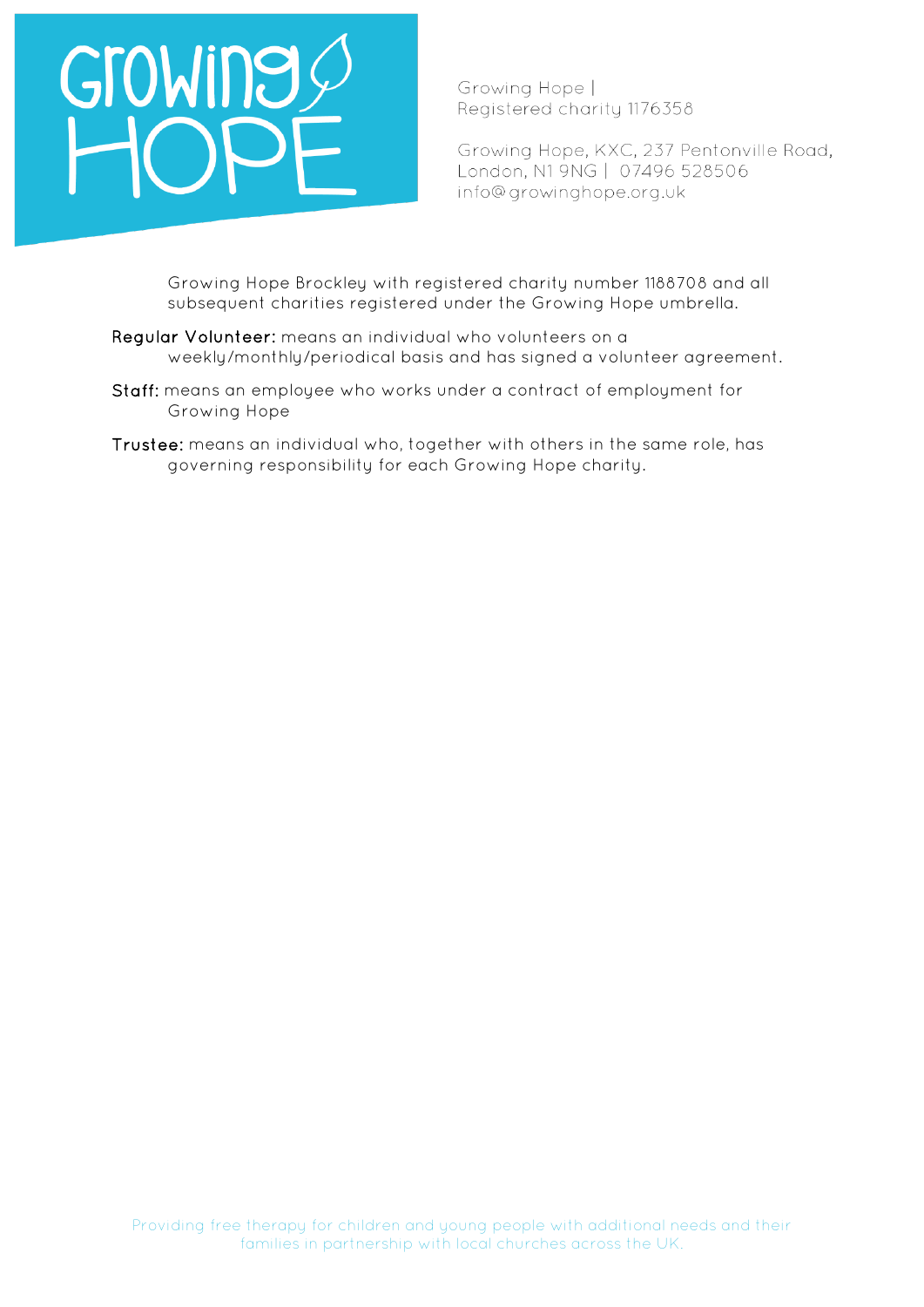Growing Hope Brockley with registered charity number 1188708 and all subsequent charities registered under the Growing Hope umbrella.

**Regular Volunteer:** means an individual who volunteers on a weekly/monthly/periodical basis and has signed a volunteer agreement.

**Staff:** means an employee who works under a contract of employment for Growing Hope

**Trustee:** means an individual who, together with others in the same role, has governing responsibility for each Growing Hope charity.